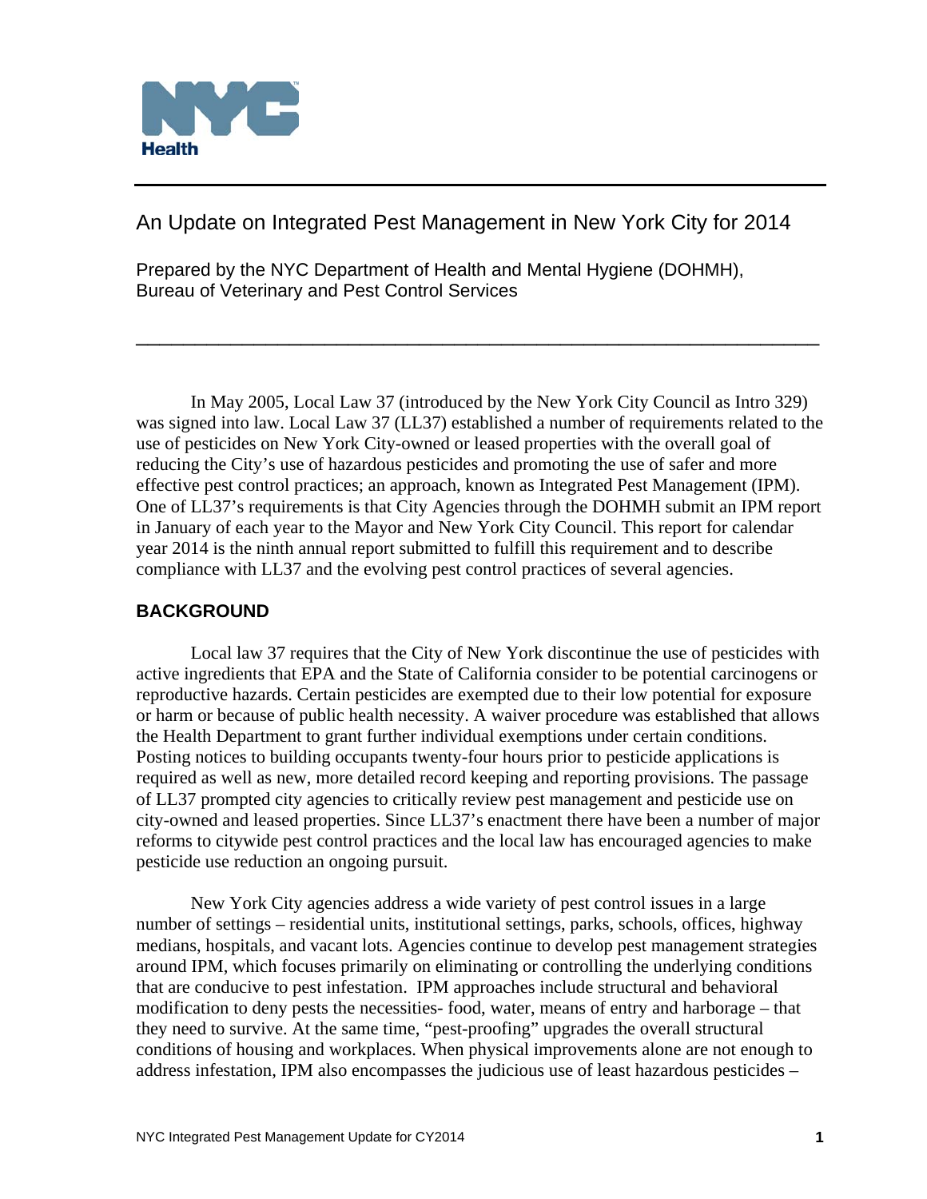NYC Health

# An Update on Integrated Pest Management in New York City for 2014

Prepared by the NYC Department of Health and Mental Hygiene (DOHMH), Bureau of Veterinary and Pest Control Services

---

In May 2005, Local Law 37 (introduced by the New York City Council as Intro 329) was signed into law. Local Law 37 (LL37) established a number of requirements related to the use of pesticides on New York City-owned or leased properties with the overall goal of reducing the City's use of hazardous pesticides and promoting the use of safer and more effective pest control practices; an approach, known as Integrated Pest Management (IPM). One of LL37's requirements is that City Agencies through the DOHMH submit an IPM report in January of each year to the Mayor and New York City Council. This report for calendar year 2014 is the ninth annual report submitted to fulfill this requirement and to describe compliance with LL37 and the evolving pest control practices of several agencies.

## BACKGROUND

Local law 37 requires that the City of New York discontinue the use of pesticides with active ingredients that EPA and the State of California consider to be potential carcinogens or reproductive hazards. Certain pesticides are exempted due to their low potential for exposure or harm or because of public health necessity. A waiver procedure was established that allows the Health Department to grant further individual exemptions under certain conditions. Posting notices to building occupants twenty-four hours prior to pesticide applications is required as well as new, more detailed record keeping and reporting provisions. The passage of LL37 prompted city agencies to critically review pest management and pesticide use on city-owned and leased properties. Since LL37's enactment there have been a number of major reforms to citywide pest control practices and the local law has encouraged agencies to make pesticide use reduction an ongoing pursuit.

New York City agencies address a wide variety of pest control issues in a large number of settings – residential units, institutional settings, parks, schools, offices, highway medians, hospitals, and vacant lots. Agencies continue to develop pest management strategies around IPM, which focuses primarily on eliminating or controlling the underlying conditions that are conducive to pest infestation. IPM approaches include structural and behavioral modification to deny pests the necessities- food, water, means of entry and harborage – that they need to survive. At the same time, "pest-proofing" upgrades the overall structural conditions of housing and workplaces. When physical improvements alone are not enough to address infestation, IPM also encompasses the judicious use of least hazardous pesticides –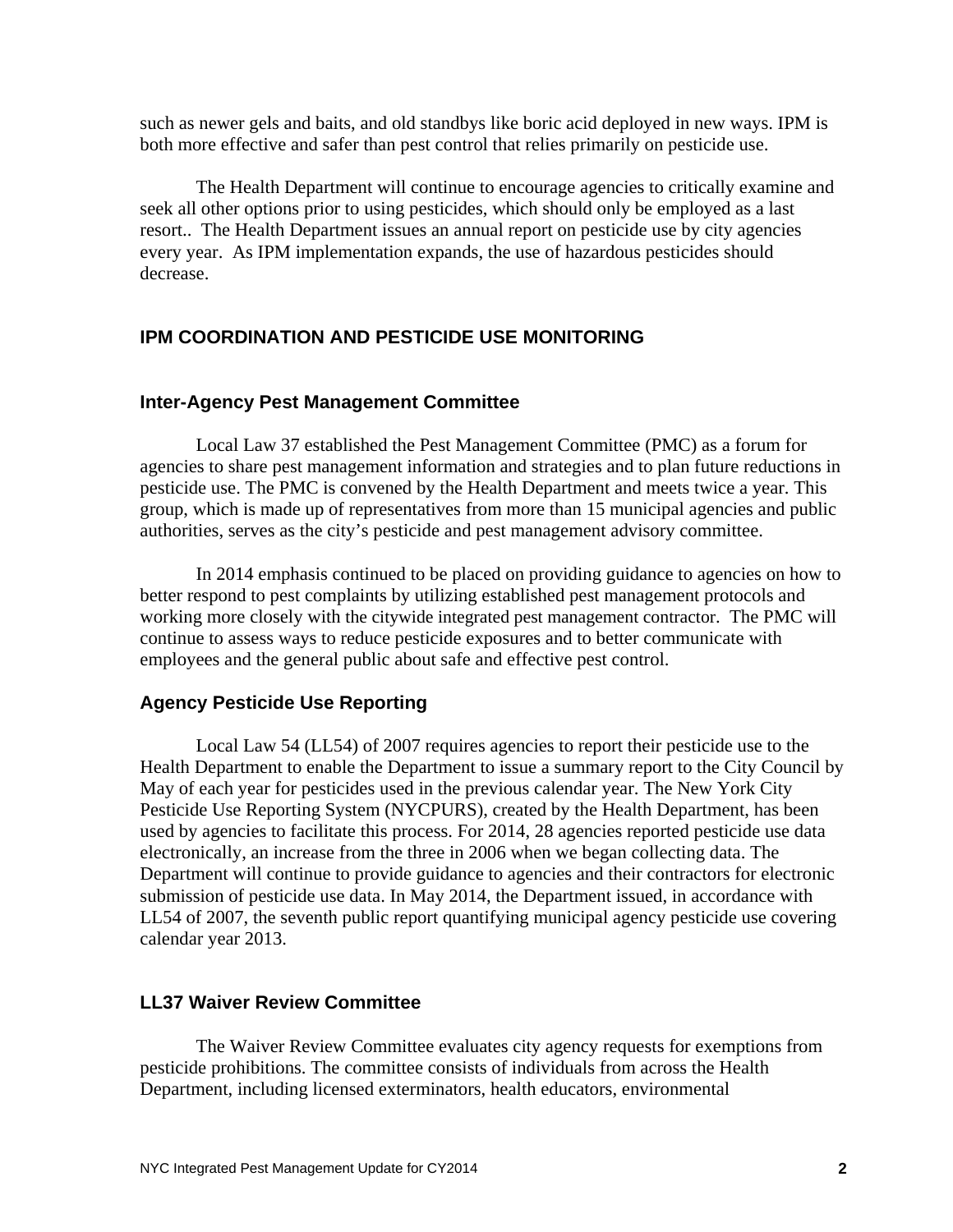such as newer gels and baits, and old standbys like boric acid deployed in new ways. IPM is both more effective and safer than pest control that relies primarily on pesticide use.

The Health Department will continue to encourage agencies to critically examine and seek all other options prior to using pesticides, which should only be employed as a last resort.. The Health Department issues an annual report on pesticide use by city agencies every year. As IPM implementation expands, the use of hazardous pesticides should decrease.

## IPM COORDINATION AND PESTICIDE USE MONITORING

### Inter-Agency Pest Management Committee

Local Law 37 established the Pest Management Committee (PMC) as a forum for agencies to share pest management information and strategies and to plan future reductions in pesticide use. The PMC is convened by the Health Department and meets twice a year. This group, which is made up of representatives from more than 15 municipal agencies and public authorities, serves as the city's pesticide and pest management advisory committee.

In 2014 emphasis continued to be placed on providing guidance to agencies on how to better respond to pest complaints by utilizing established pest management protocols and working more closely with the citywide integrated pest management contractor. The PMC will continue to assess ways to reduce pesticide exposures and to better communicate with employees and the general public about safe and effective pest control.

### Agency Pesticide Use Reporting

Local Law 54 (LL54) of 2007 requires agencies to report their pesticide use to the Health Department to enable the Department to issue a summary report to the City Council by May of each year for pesticides used in the previous calendar year. The New York City Pesticide Use Reporting System (NYCPURS), created by the Health Department, has been used by agencies to facilitate this process. For 2014, 28 agencies reported pesticide use data electronically, an increase from the three in 2006 when we began collecting data. The Department will continue to provide guidance to agencies and their contractors for electronic submission of pesticide use data. In May 2014, the Department issued, in accordance with LL54 of 2007, the seventh public report quantifying municipal agency pesticide use covering calendar year 2013.

### LL37 Waiver Review Committee

The Waiver Review Committee evaluates city agency requests for exemptions from pesticide prohibitions. The committee consists of individuals from across the Health Department, including licensed exterminators, health educators, environmental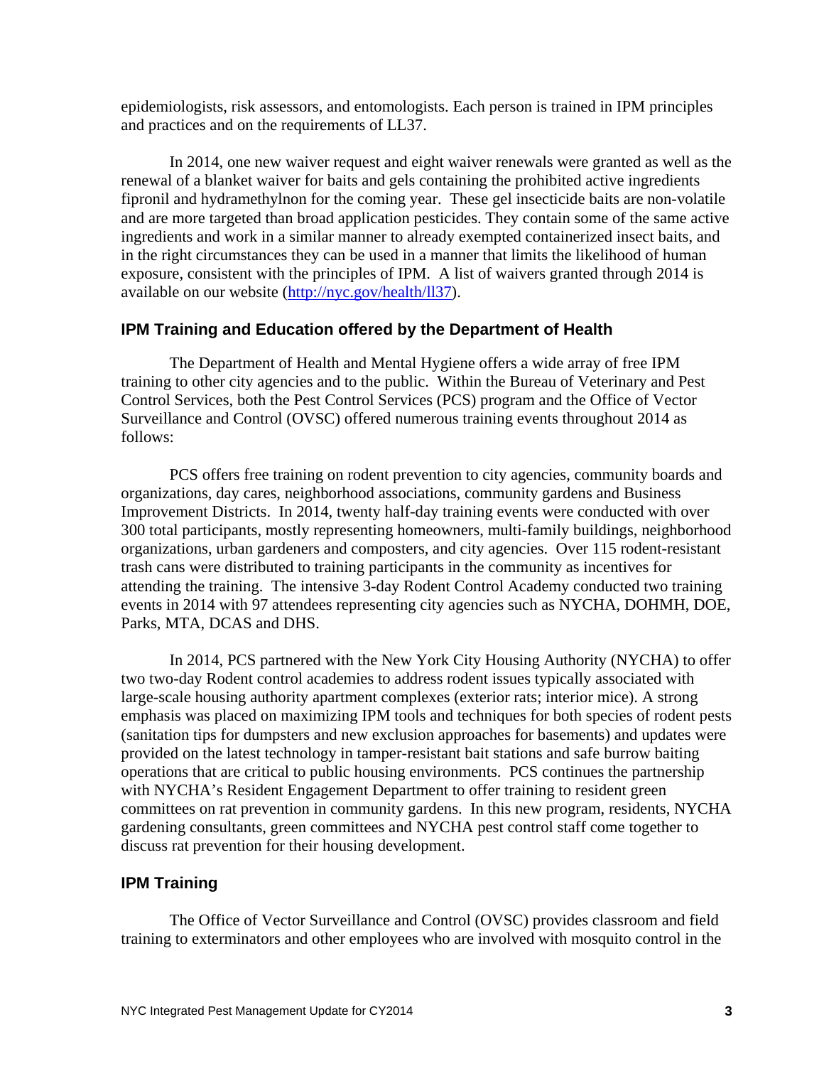epidemiologists, risk assessors, and entomologists. Each person is trained in IPM principles and practices and on the requirements of LL37.

In 2014, one new waiver request and eight waiver renewals were granted as well as the renewal of a blanket waiver for baits and gels containing the prohibited active ingredients fipronil and hydramethylnon for the coming year. These gel insecticide baits are non-volatile and are more targeted than broad application pesticides. They contain some of the same active ingredients and work in a similar manner to already exempted containerized insect baits, and in the right circumstances they can be used in a manner that limits the likelihood of human exposure, consistent with the principles of IPM. A list of waivers granted through 2014 is available on our website (http://nyc.gov/health/ll37).

### IPM Training and Education offered by the Department of Health

The Department of Health and Mental Hygiene offers a wide array of free IPM training to other city agencies and to the public. Within the Bureau of Veterinary and Pest Control Services, both the Pest Control Services (PCS) program and the Office of Vector Surveillance and Control (OVSC) offered numerous training events throughout 2014 as follows:

PCS offers free training on rodent prevention to city agencies, community boards and organizations, day cares, neighborhood associations, community gardens and Business Improvement Districts. In 2014, twenty half-day training events were conducted with over 300 total participants, mostly representing homeowners, multi-family buildings, neighborhood organizations, urban gardeners and composters, and city agencies. Over 115 rodent-resistant trash cans were distributed to training participants in the community as incentives for attending the training. The intensive 3-day Rodent Control Academy conducted two training events in 2014 with 97 attendees representing city agencies such as NYCHA, DOHMH, DOE, Parks, MTA, DCAS and DHS.

In 2014, PCS partnered with the New York City Housing Authority (NYCHA) to offer two two-day Rodent control academies to address rodent issues typically associated with large-scale housing authority apartment complexes (exterior rats; interior mice). A strong emphasis was placed on maximizing IPM tools and techniques for both species of rodent pests (sanitation tips for dumpsters and new exclusion approaches for basements) and updates were provided on the latest technology in tamper-resistant bait stations and safe burrow baiting operations that are critical to public housing environments. PCS continues the partnership with NYCHA's Resident Engagement Department to offer training to resident green committees on rat prevention in community gardens. In this new program, residents, NYCHA gardening consultants, green committees and NYCHA pest control staff come together to discuss rat prevention for their housing development.

### IPM Training

The Office of Vector Surveillance and Control (OVSC) provides classroom and field training to exterminators and other employees who are involved with mosquito control in the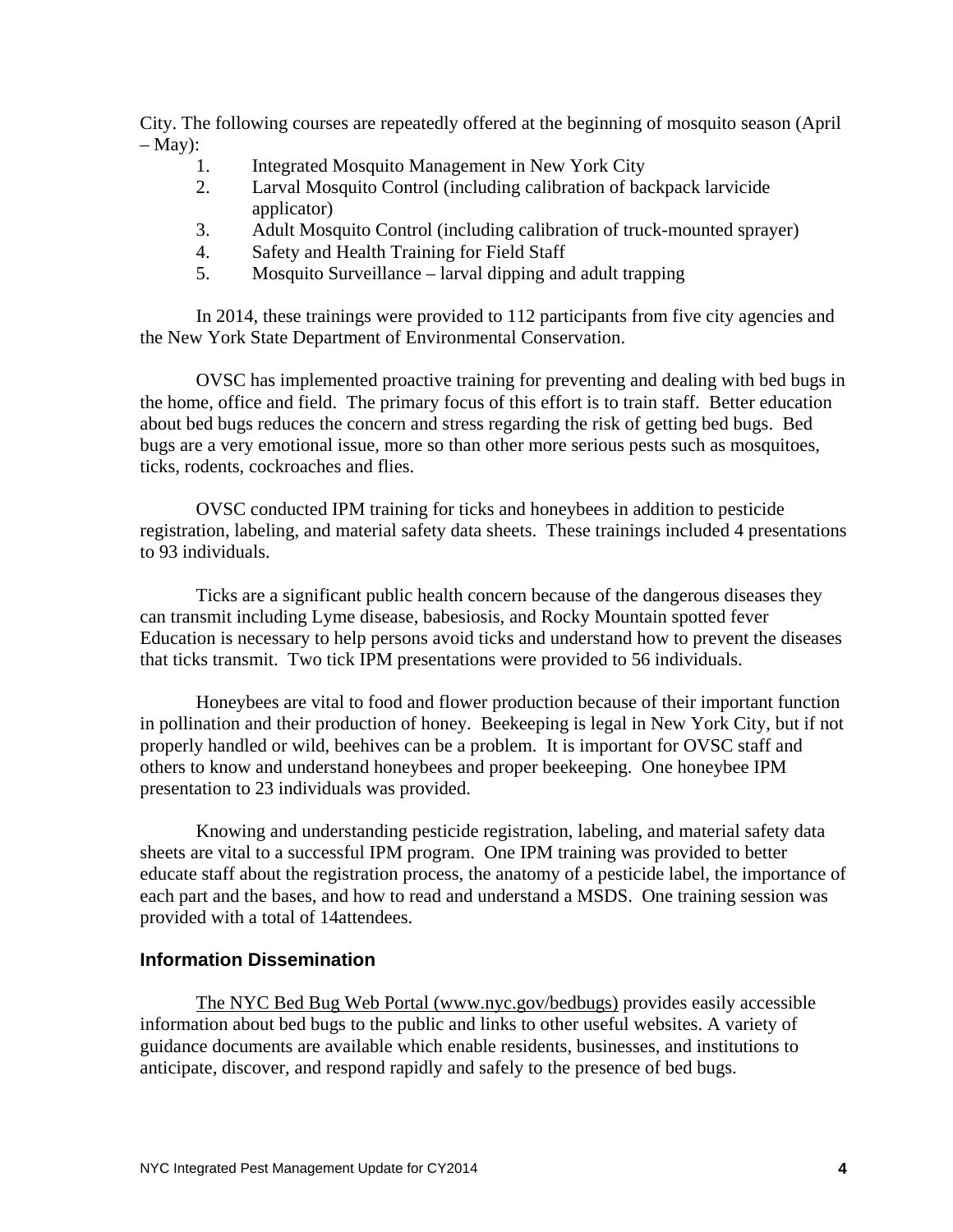City. The following courses are repeatedly offered at the beginning of mosquito season (April – May):

1. Integrated Mosquito Management in New York City
2. Larval Mosquito Control (including calibration of backpack larvicide applicator)
3. Adult Mosquito Control (including calibration of truck-mounted sprayer)
4. Safety and Health Training for Field Staff
5. Mosquito Surveillance – larval dipping and adult trapping

In 2014, these trainings were provided to 112 participants from five city agencies and the New York State Department of Environmental Conservation.

OVSC has implemented proactive training for preventing and dealing with bed bugs in the home, office and field. The primary focus of this effort is to train staff. Better education about bed bugs reduces the concern and stress regarding the risk of getting bed bugs. Bed bugs are a very emotional issue, more so than other more serious pests such as mosquitoes, ticks, rodents, cockroaches and flies.

OVSC conducted IPM training for ticks and honeybees in addition to pesticide registration, labeling, and material safety data sheets. These trainings included 4 presentations to 93 individuals.

Ticks are a significant public health concern because of the dangerous diseases they can transmit including Lyme disease, babesiosis, and Rocky Mountain spotted fever Education is necessary to help persons avoid ticks and understand how to prevent the diseases that ticks transmit. Two tick IPM presentations were provided to 56 individuals.

Honeybees are vital to food and flower production because of their important function in pollination and their production of honey. Beekeeping is legal in New York City, but if not properly handled or wild, beehives can be a problem. It is important for OVSC staff and others to know and understand honeybees and proper beekeeping. One honeybee IPM presentation to 23 individuals was provided.

Knowing and understanding pesticide registration, labeling, and material safety data sheets are vital to a successful IPM program. One IPM training was provided to better educate staff about the registration process, the anatomy of a pesticide label, the importance of each part and the bases, and how to read and understand a MSDS. One training session was provided with a total of 14attendees.

### Information Dissemination

The NYC Bed Bug Web Portal (www.nyc.gov/bedbugs) provides easily accessible information about bed bugs to the public and links to other useful websites. A variety of guidance documents are available which enable residents, businesses, and institutions to anticipate, discover, and respond rapidly and safely to the presence of bed bugs.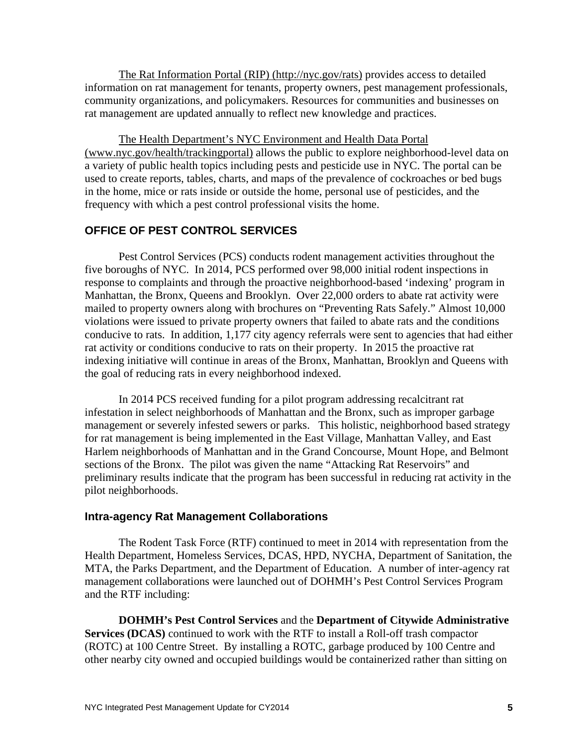The Rat Information Portal (RIP) (http://nyc.gov/rats) provides access to detailed information on rat management for tenants, property owners, pest management professionals, community organizations, and policymakers. Resources for communities and businesses on rat management are updated annually to reflect new knowledge and practices.

The Health Department's NYC Environment and Health Data Portal (www.nyc.gov/health/trackingportal) allows the public to explore neighborhood-level data on a variety of public health topics including pests and pesticide use in NYC. The portal can be used to create reports, tables, charts, and maps of the prevalence of cockroaches or bed bugs in the home, mice or rats inside or outside the home, personal use of pesticides, and the frequency with which a pest control professional visits the home.

## OFFICE OF PEST CONTROL SERVICES

Pest Control Services (PCS) conducts rodent management activities throughout the five boroughs of NYC. In 2014, PCS performed over 98,000 initial rodent inspections in response to complaints and through the proactive neighborhood-based 'indexing' program in Manhattan, the Bronx, Queens and Brooklyn. Over 22,000 orders to abate rat activity were mailed to property owners along with brochures on "Preventing Rats Safely." Almost 10,000 violations were issued to private property owners that failed to abate rats and the conditions conducive to rats. In addition, 1,177 city agency referrals were sent to agencies that had either rat activity or conditions conducive to rats on their property. In 2015 the proactive rat indexing initiative will continue in areas of the Bronx, Manhattan, Brooklyn and Queens with the goal of reducing rats in every neighborhood indexed.

In 2014 PCS received funding for a pilot program addressing recalcitrant rat infestation in select neighborhoods of Manhattan and the Bronx, such as improper garbage management or severely infested sewers or parks. This holistic, neighborhood based strategy for rat management is being implemented in the East Village, Manhattan Valley, and East Harlem neighborhoods of Manhattan and in the Grand Concourse, Mount Hope, and Belmont sections of the Bronx. The pilot was given the name "Attacking Rat Reservoirs" and preliminary results indicate that the program has been successful in reducing rat activity in the pilot neighborhoods.

### Intra-agency Rat Management Collaborations

The Rodent Task Force (RTF) continued to meet in 2014 with representation from the Health Department, Homeless Services, DCAS, HPD, NYCHA, Department of Sanitation, the MTA, the Parks Department, and the Department of Education. A number of inter-agency rat management collaborations were launched out of DOHMH's Pest Control Services Program and the RTF including:

**DOHMH's Pest Control Services** and the **Department of Citywide Administrative Services (DCAS)** continued to work with the RTF to install a Roll-off trash compactor (ROTC) at 100 Centre Street. By installing a ROTC, garbage produced by 100 Centre and other nearby city owned and occupied buildings would be containerized rather than sitting on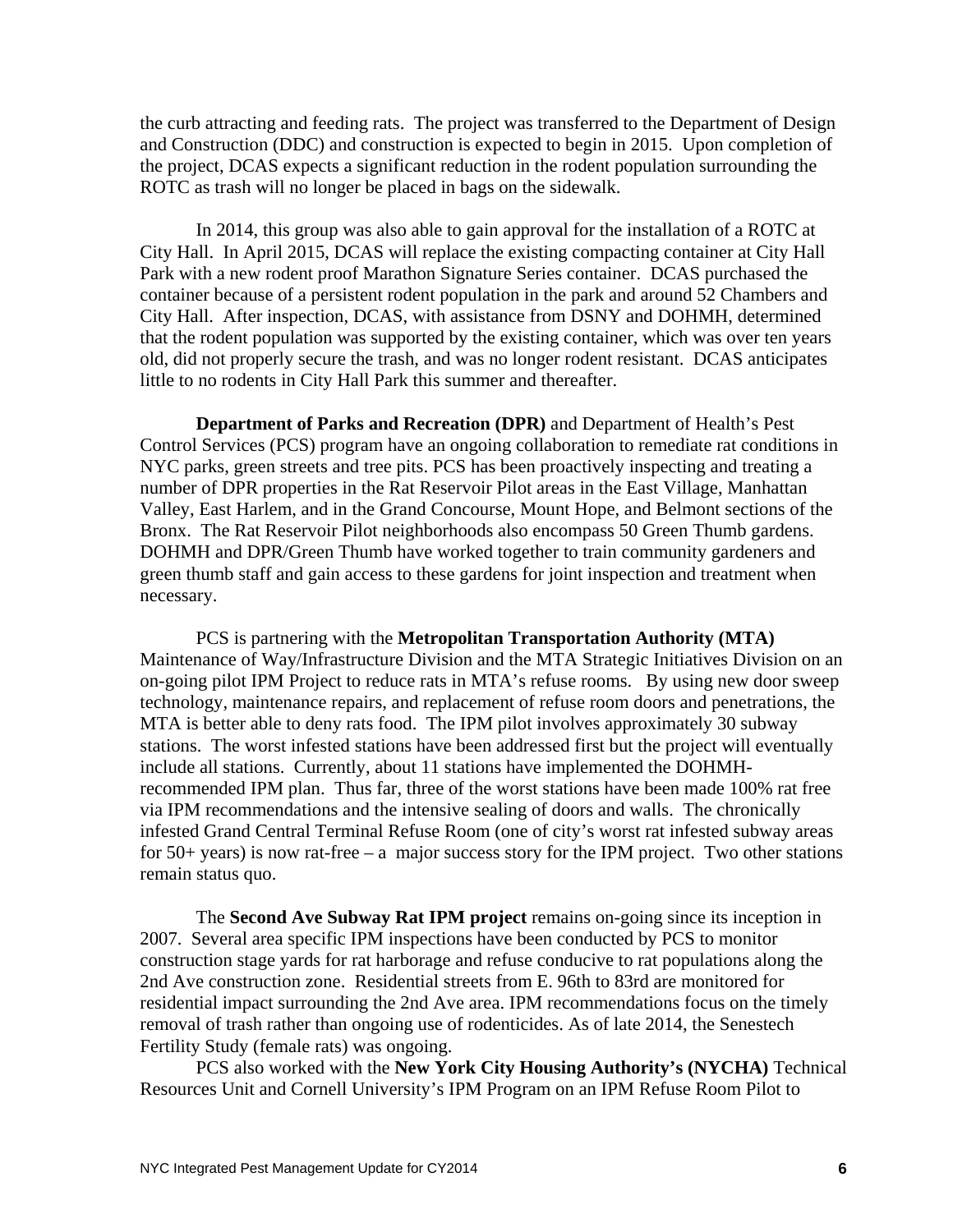the curb attracting and feeding rats. The project was transferred to the Department of Design and Construction (DDC) and construction is expected to begin in 2015. Upon completion of the project, DCAS expects a significant reduction in the rodent population surrounding the ROTC as trash will no longer be placed in bags on the sidewalk.

In 2014, this group was also able to gain approval for the installation of a ROTC at City Hall. In April 2015, DCAS will replace the existing compacting container at City Hall Park with a new rodent proof Marathon Signature Series container. DCAS purchased the container because of a persistent rodent population in the park and around 52 Chambers and City Hall. After inspection, DCAS, with assistance from DSNY and DOHMH, determined that the rodent population was supported by the existing container, which was over ten years old, did not properly secure the trash, and was no longer rodent resistant. DCAS anticipates little to no rodents in City Hall Park this summer and thereafter.

**Department of Parks and Recreation (DPR)** and Department of Health's Pest Control Services (PCS) program have an ongoing collaboration to remediate rat conditions in NYC parks, green streets and tree pits. PCS has been proactively inspecting and treating a number of DPR properties in the Rat Reservoir Pilot areas in the East Village, Manhattan Valley, East Harlem, and in the Grand Concourse, Mount Hope, and Belmont sections of the Bronx. The Rat Reservoir Pilot neighborhoods also encompass 50 Green Thumb gardens. DOHMH and DPR/Green Thumb have worked together to train community gardeners and green thumb staff and gain access to these gardens for joint inspection and treatment when necessary.

PCS is partnering with the **Metropolitan Transportation Authority (MTA)** Maintenance of Way/Infrastructure Division and the MTA Strategic Initiatives Division on an on-going pilot IPM Project to reduce rats in MTA's refuse rooms. By using new door sweep technology, maintenance repairs, and replacement of refuse room doors and penetrations, the MTA is better able to deny rats food. The IPM pilot involves approximately 30 subway stations. The worst infested stations have been addressed first but the project will eventually include all stations. Currently, about 11 stations have implemented the DOHMH-recommended IPM plan. Thus far, three of the worst stations have been made 100% rat free via IPM recommendations and the intensive sealing of doors and walls. The chronically infested Grand Central Terminal Refuse Room (one of city's worst rat infested subway areas for 50+ years) is now rat-free – a major success story for the IPM project. Two other stations remain status quo.

The **Second Ave Subway Rat IPM project** remains on-going since its inception in 2007. Several area specific IPM inspections have been conducted by PCS to monitor construction stage yards for rat harborage and refuse conducive to rat populations along the 2nd Ave construction zone. Residential streets from E. 96th to 83rd are monitored for residential impact surrounding the 2nd Ave area. IPM recommendations focus on the timely removal of trash rather than ongoing use of rodenticides. As of late 2014, the Senestech Fertility Study (female rats) was ongoing.

PCS also worked with the **New York City Housing Authority's (NYCHA)** Technical Resources Unit and Cornell University's IPM Program on an IPM Refuse Room Pilot to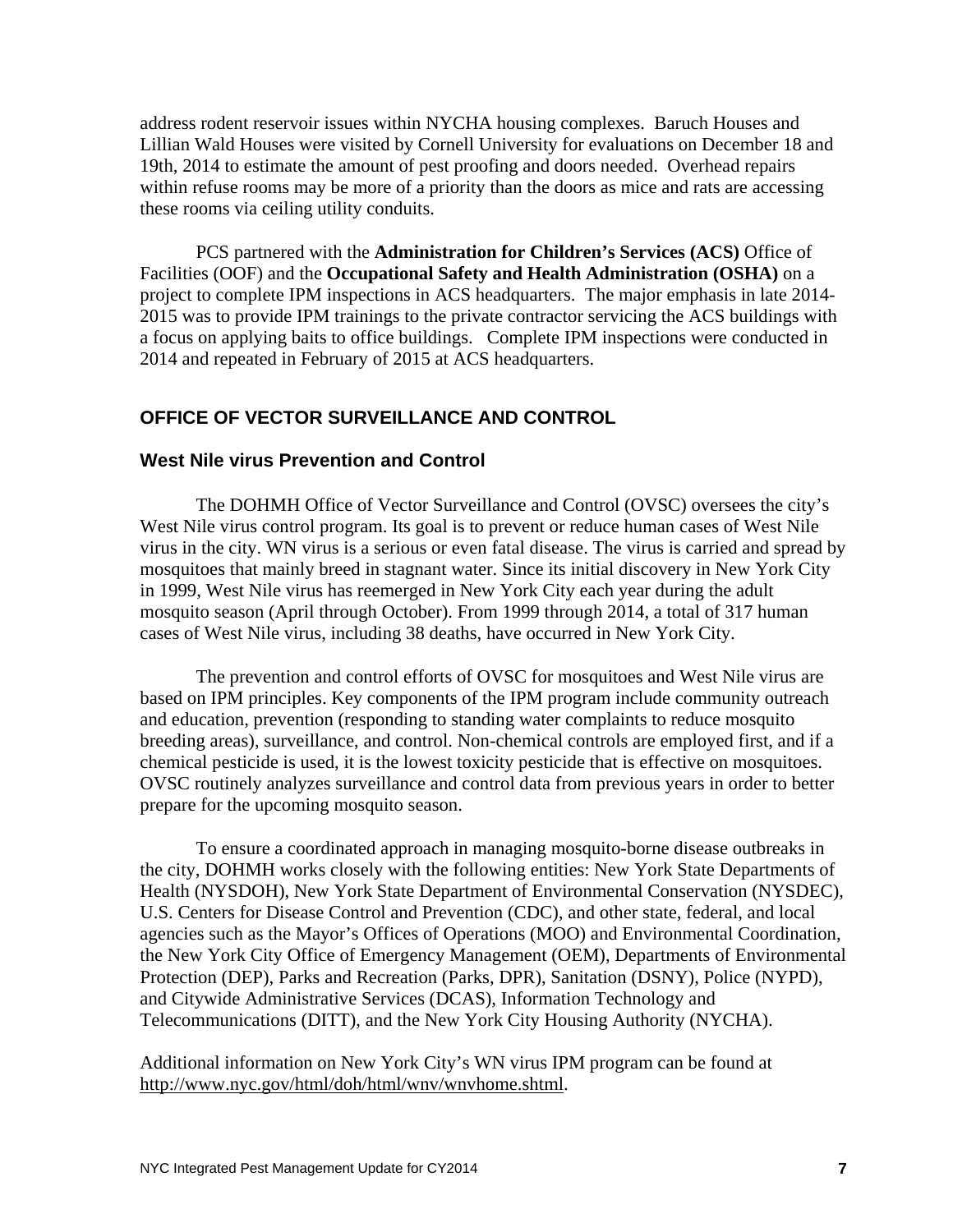address rodent reservoir issues within NYCHA housing complexes. Baruch Houses and Lillian Wald Houses were visited by Cornell University for evaluations on December 18 and 19th, 2014 to estimate the amount of pest proofing and doors needed. Overhead repairs within refuse rooms may be more of a priority than the doors as mice and rats are accessing these rooms via ceiling utility conduits.

PCS partnered with the **Administration for Children's Services (ACS)** Office of Facilities (OOF) and the **Occupational Safety and Health Administration (OSHA)** on a project to complete IPM inspections in ACS headquarters. The major emphasis in late 2014-2015 was to provide IPM trainings to the private contractor servicing the ACS buildings with a focus on applying baits to office buildings. Complete IPM inspections were conducted in 2014 and repeated in February of 2015 at ACS headquarters.

## OFFICE OF VECTOR SURVEILLANCE AND CONTROL

### West Nile virus Prevention and Control

The DOHMH Office of Vector Surveillance and Control (OVSC) oversees the city's West Nile virus control program. Its goal is to prevent or reduce human cases of West Nile virus in the city. WN virus is a serious or even fatal disease. The virus is carried and spread by mosquitoes that mainly breed in stagnant water. Since its initial discovery in New York City in 1999, West Nile virus has reemerged in New York City each year during the adult mosquito season (April through October). From 1999 through 2014, a total of 317 human cases of West Nile virus, including 38 deaths, have occurred in New York City.

The prevention and control efforts of OVSC for mosquitoes and West Nile virus are based on IPM principles. Key components of the IPM program include community outreach and education, prevention (responding to standing water complaints to reduce mosquito breeding areas), surveillance, and control. Non-chemical controls are employed first, and if a chemical pesticide is used, it is the lowest toxicity pesticide that is effective on mosquitoes. OVSC routinely analyzes surveillance and control data from previous years in order to better prepare for the upcoming mosquito season.

To ensure a coordinated approach in managing mosquito-borne disease outbreaks in the city, DOHMH works closely with the following entities: New York State Departments of Health (NYSDOH), New York State Department of Environmental Conservation (NYSDEC), U.S. Centers for Disease Control and Prevention (CDC), and other state, federal, and local agencies such as the Mayor's Offices of Operations (MOO) and Environmental Coordination, the New York City Office of Emergency Management (OEM), Departments of Environmental Protection (DEP), Parks and Recreation (Parks, DPR), Sanitation (DSNY), Police (NYPD), and Citywide Administrative Services (DCAS), Information Technology and Telecommunications (DITT), and the New York City Housing Authority (NYCHA).

Additional information on New York City's WN virus IPM program can be found at http://www.nyc.gov/html/doh/html/wnv/wnvhome.shtml.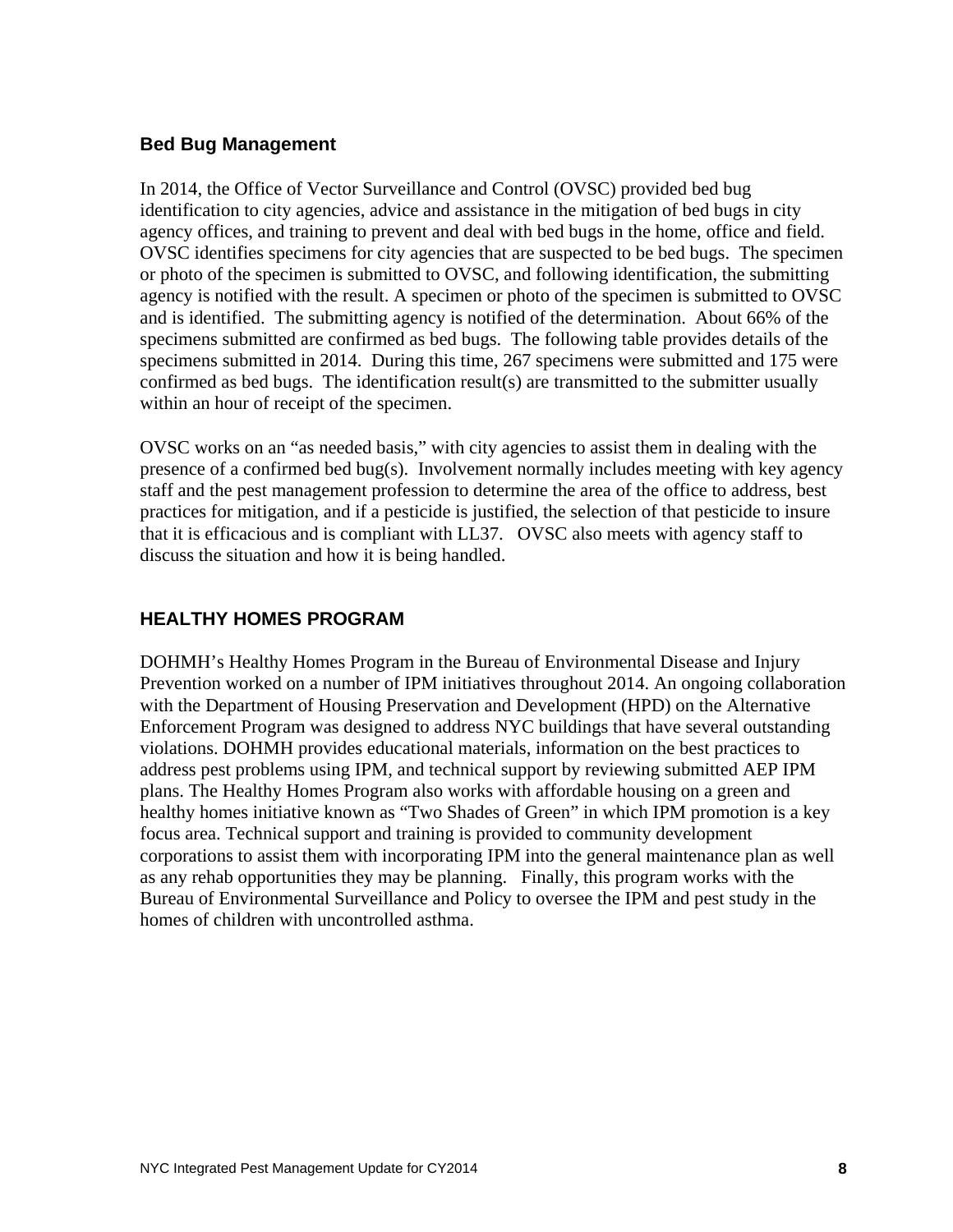## Bed Bug Management

In 2014, the Office of Vector Surveillance and Control (OVSC) provided bed bug identification to city agencies, advice and assistance in the mitigation of bed bugs in city agency offices, and training to prevent and deal with bed bugs in the home, office and field. OVSC identifies specimens for city agencies that are suspected to be bed bugs. The specimen or photo of the specimen is submitted to OVSC, and following identification, the submitting agency is notified with the result. A specimen or photo of the specimen is submitted to OVSC and is identified. The submitting agency is notified of the determination. About 66% of the specimens submitted are confirmed as bed bugs. The following table provides details of the specimens submitted in 2014. During this time, 267 specimens were submitted and 175 were confirmed as bed bugs. The identification result(s) are transmitted to the submitter usually within an hour of receipt of the specimen.

OVSC works on an "as needed basis," with city agencies to assist them in dealing with the presence of a confirmed bed bug(s). Involvement normally includes meeting with key agency staff and the pest management profession to determine the area of the office to address, best practices for mitigation, and if a pesticide is justified, the selection of that pesticide to insure that it is efficacious and is compliant with LL37. OVSC also meets with agency staff to discuss the situation and how it is being handled.

## HEALTHY HOMES PROGRAM

DOHMH's Healthy Homes Program in the Bureau of Environmental Disease and Injury Prevention worked on a number of IPM initiatives throughout 2014. An ongoing collaboration with the Department of Housing Preservation and Development (HPD) on the Alternative Enforcement Program was designed to address NYC buildings that have several outstanding violations. DOHMH provides educational materials, information on the best practices to address pest problems using IPM, and technical support by reviewing submitted AEP IPM plans. The Healthy Homes Program also works with affordable housing on a green and healthy homes initiative known as "Two Shades of Green" in which IPM promotion is a key focus area. Technical support and training is provided to community development corporations to assist them with incorporating IPM into the general maintenance plan as well as any rehab opportunities they may be planning. Finally, this program works with the Bureau of Environmental Surveillance and Policy to oversee the IPM and pest study in the homes of children with uncontrolled asthma.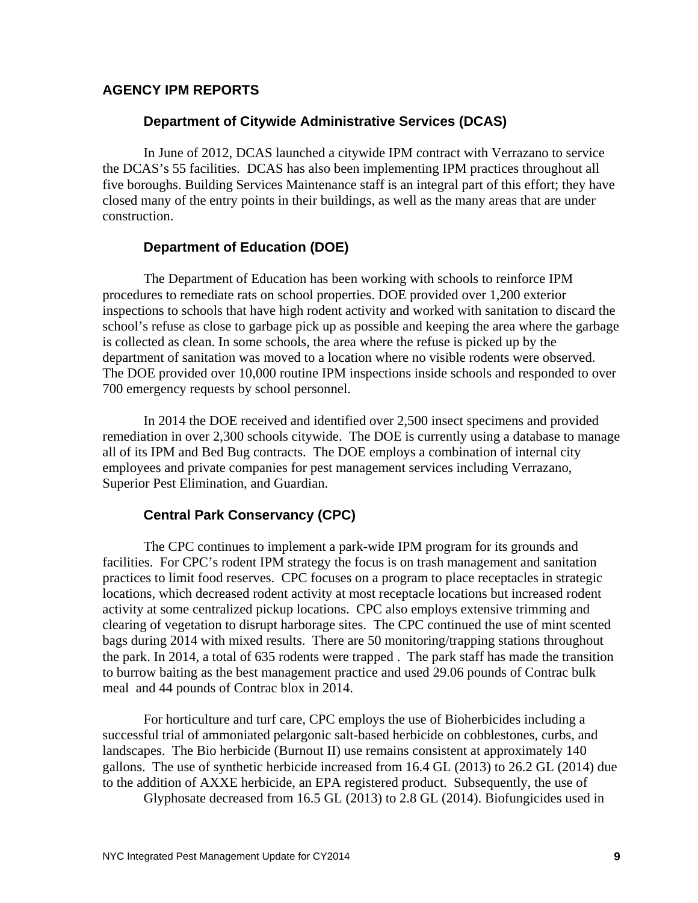## AGENCY IPM REPORTS

### Department of Citywide Administrative Services (DCAS)

In June of 2012, DCAS launched a citywide IPM contract with Verrazano to service the DCAS's 55 facilities. DCAS has also been implementing IPM practices throughout all five boroughs. Building Services Maintenance staff is an integral part of this effort; they have closed many of the entry points in their buildings, as well as the many areas that are under construction.

### Department of Education (DOE)

The Department of Education has been working with schools to reinforce IPM procedures to remediate rats on school properties. DOE provided over 1,200 exterior inspections to schools that have high rodent activity and worked with sanitation to discard the school's refuse as close to garbage pick up as possible and keeping the area where the garbage is collected as clean. In some schools, the area where the refuse is picked up by the department of sanitation was moved to a location where no visible rodents were observed. The DOE provided over 10,000 routine IPM inspections inside schools and responded to over 700 emergency requests by school personnel.

In 2014 the DOE received and identified over 2,500 insect specimens and provided remediation in over 2,300 schools citywide. The DOE is currently using a database to manage all of its IPM and Bed Bug contracts. The DOE employs a combination of internal city employees and private companies for pest management services including Verrazano, Superior Pest Elimination, and Guardian.

### Central Park Conservancy (CPC)

The CPC continues to implement a park-wide IPM program for its grounds and facilities. For CPC's rodent IPM strategy the focus is on trash management and sanitation practices to limit food reserves. CPC focuses on a program to place receptacles in strategic locations, which decreased rodent activity at most receptacle locations but increased rodent activity at some centralized pickup locations. CPC also employs extensive trimming and clearing of vegetation to disrupt harborage sites. The CPC continued the use of mint scented bags during 2014 with mixed results. There are 50 monitoring/trapping stations throughout the park. In 2014, a total of 635 rodents were trapped . The park staff has made the transition to burrow baiting as the best management practice and used 29.06 pounds of Contrac bulk meal and 44 pounds of Contrac blox in 2014.

For horticulture and turf care, CPC employs the use of Bioherbicides including a successful trial of ammoniated pelargonic salt-based herbicide on cobblestones, curbs, and landscapes. The Bio herbicide (Burnout II) use remains consistent at approximately 140 gallons. The use of synthetic herbicide increased from 16.4 GL (2013) to 26.2 GL (2014) due to the addition of AXXE herbicide, an EPA registered product. Subsequently, the use of Glyphosate decreased from 16.5 GL (2013) to 2.8 GL (2014). Biofungicides used in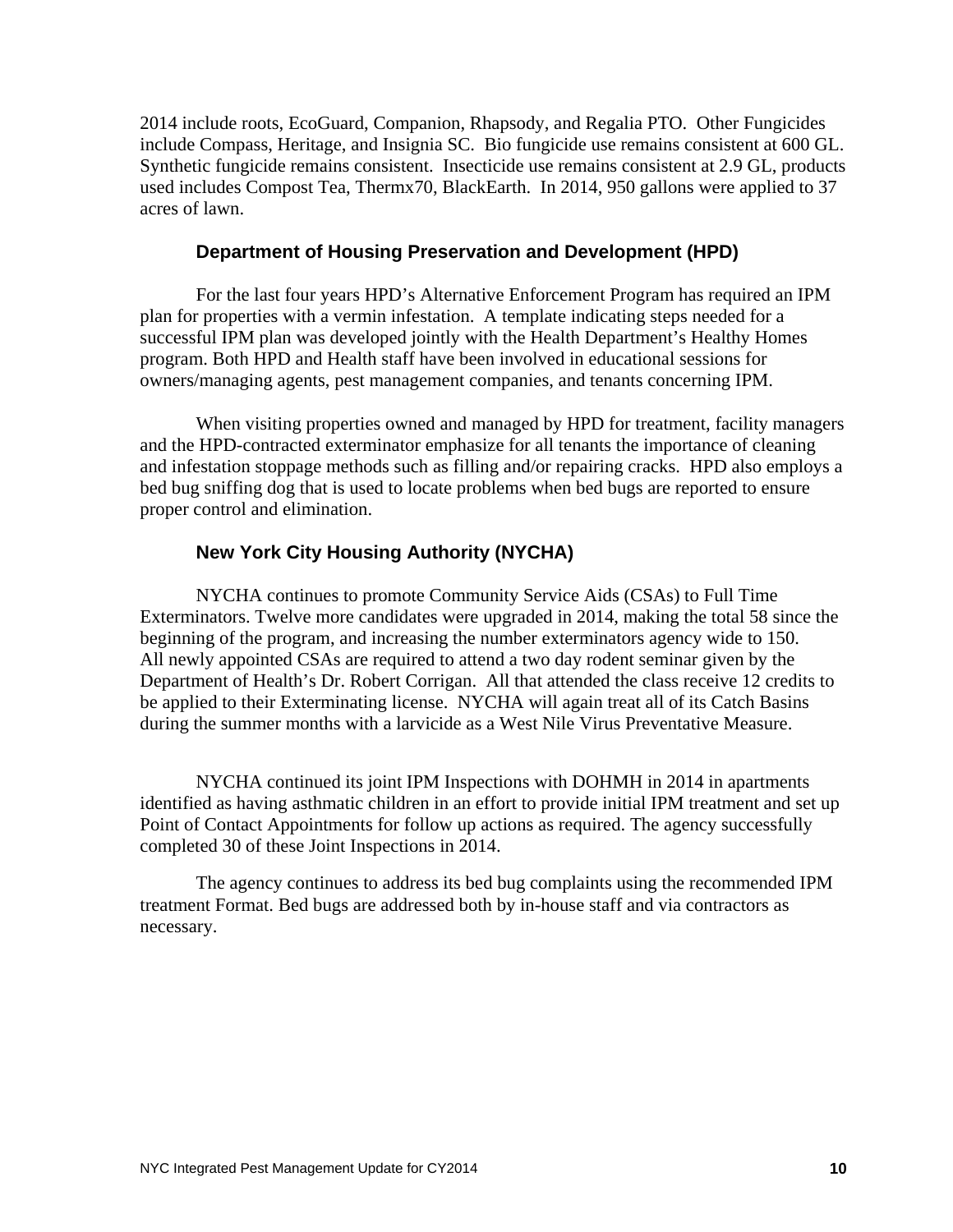2014 include roots, EcoGuard, Companion, Rhapsody, and Regalia PTO. Other Fungicides include Compass, Heritage, and Insignia SC. Bio fungicide use remains consistent at 600 GL. Synthetic fungicide remains consistent. Insecticide use remains consistent at 2.9 GL, products used includes Compost Tea, Thermx70, BlackEarth. In 2014, 950 gallons were applied to 37 acres of lawn.

### Department of Housing Preservation and Development (HPD)

For the last four years HPD's Alternative Enforcement Program has required an IPM plan for properties with a vermin infestation. A template indicating steps needed for a successful IPM plan was developed jointly with the Health Department's Healthy Homes program. Both HPD and Health staff have been involved in educational sessions for owners/managing agents, pest management companies, and tenants concerning IPM.

When visiting properties owned and managed by HPD for treatment, facility managers and the HPD-contracted exterminator emphasize for all tenants the importance of cleaning and infestation stoppage methods such as filling and/or repairing cracks. HPD also employs a bed bug sniffing dog that is used to locate problems when bed bugs are reported to ensure proper control and elimination.

### New York City Housing Authority (NYCHA)

NYCHA continues to promote Community Service Aids (CSAs) to Full Time Exterminators. Twelve more candidates were upgraded in 2014, making the total 58 since the beginning of the program, and increasing the number exterminators agency wide to 150. All newly appointed CSAs are required to attend a two day rodent seminar given by the Department of Health's Dr. Robert Corrigan. All that attended the class receive 12 credits to be applied to their Exterminating license. NYCHA will again treat all of its Catch Basins during the summer months with a larvicide as a West Nile Virus Preventative Measure.

NYCHA continued its joint IPM Inspections with DOHMH in 2014 in apartments identified as having asthmatic children in an effort to provide initial IPM treatment and set up Point of Contact Appointments for follow up actions as required. The agency successfully completed 30 of these Joint Inspections in 2014.

The agency continues to address its bed bug complaints using the recommended IPM treatment Format. Bed bugs are addressed both by in-house staff and via contractors as necessary.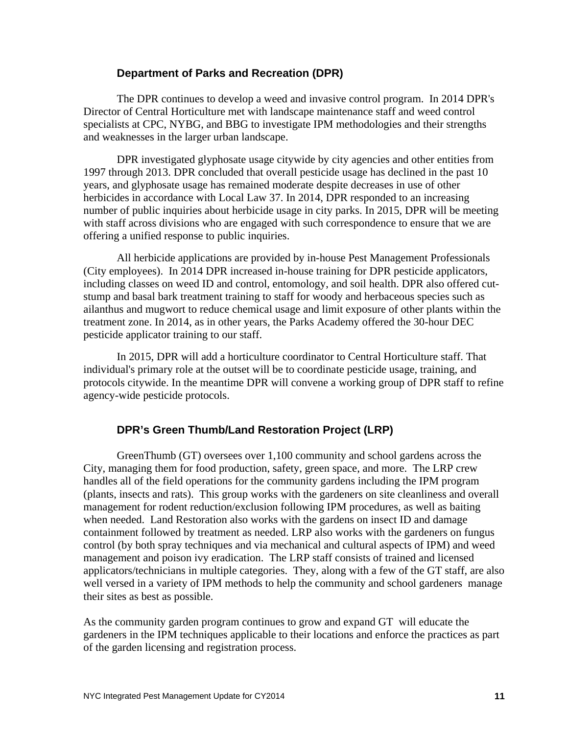### Department of Parks and Recreation (DPR)

The DPR continues to develop a weed and invasive control program. In 2014 DPR's Director of Central Horticulture met with landscape maintenance staff and weed control specialists at CPC, NYBG, and BBG to investigate IPM methodologies and their strengths and weaknesses in the larger urban landscape.

DPR investigated glyphosate usage citywide by city agencies and other entities from 1997 through 2013. DPR concluded that overall pesticide usage has declined in the past 10 years, and glyphosate usage has remained moderate despite decreases in use of other herbicides in accordance with Local Law 37. In 2014, DPR responded to an increasing number of public inquiries about herbicide usage in city parks. In 2015, DPR will be meeting with staff across divisions who are engaged with such correspondence to ensure that we are offering a unified response to public inquiries.

All herbicide applications are provided by in-house Pest Management Professionals (City employees). In 2014 DPR increased in-house training for DPR pesticide applicators, including classes on weed ID and control, entomology, and soil health. DPR also offered cut-stump and basal bark treatment training to staff for woody and herbaceous species such as ailanthus and mugwort to reduce chemical usage and limit exposure of other plants within the treatment zone. In 2014, as in other years, the Parks Academy offered the 30-hour DEC pesticide applicator training to our staff.

In 2015, DPR will add a horticulture coordinator to Central Horticulture staff. That individual's primary role at the outset will be to coordinate pesticide usage, training, and protocols citywide. In the meantime DPR will convene a working group of DPR staff to refine agency-wide pesticide protocols.

### DPR's Green Thumb/Land Restoration Project (LRP)

GreenThumb (GT) oversees over 1,100 community and school gardens across the City, managing them for food production, safety, green space, and more. The LRP crew handles all of the field operations for the community gardens including the IPM program (plants, insects and rats). This group works with the gardeners on site cleanliness and overall management for rodent reduction/exclusion following IPM procedures, as well as baiting when needed. Land Restoration also works with the gardens on insect ID and damage containment followed by treatment as needed. LRP also works with the gardeners on fungus control (by both spray techniques and via mechanical and cultural aspects of IPM) and weed management and poison ivy eradication. The LRP staff consists of trained and licensed applicators/technicians in multiple categories. They, along with a few of the GT staff, are also well versed in a variety of IPM methods to help the community and school gardeners manage their sites as best as possible.

As the community garden program continues to grow and expand GT will educate the gardeners in the IPM techniques applicable to their locations and enforce the practices as part of the garden licensing and registration process.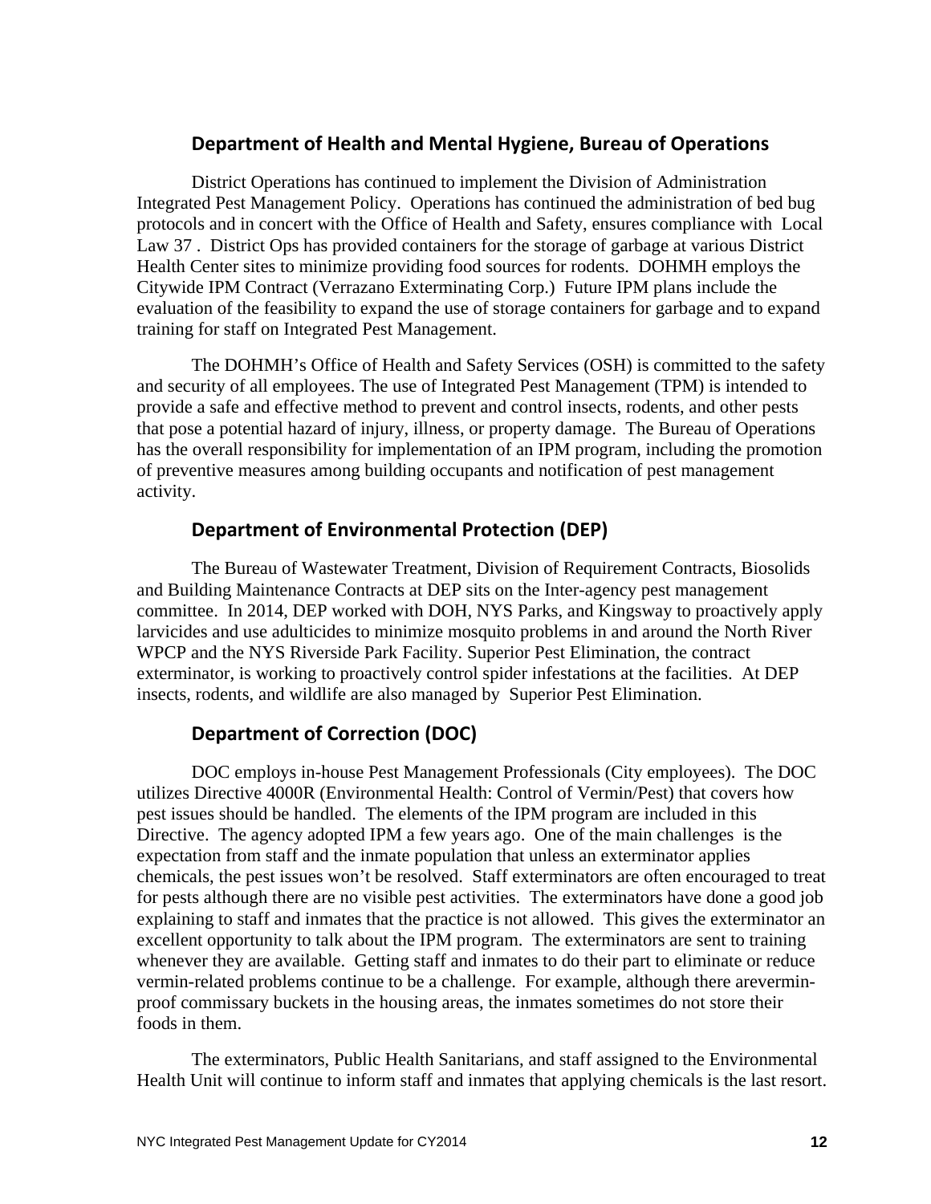## Department of Health and Mental Hygiene, Bureau of Operations

District Operations has continued to implement the Division of Administration Integrated Pest Management Policy. Operations has continued the administration of bed bug protocols and in concert with the Office of Health and Safety, ensures compliance with Local Law 37 . District Ops has provided containers for the storage of garbage at various District Health Center sites to minimize providing food sources for rodents. DOHMH employs the Citywide IPM Contract (Verrazano Exterminating Corp.) Future IPM plans include the evaluation of the feasibility to expand the use of storage containers for garbage and to expand training for staff on Integrated Pest Management.

The DOHMH's Office of Health and Safety Services (OSH) is committed to the safety and security of all employees. The use of Integrated Pest Management (TPM) is intended to provide a safe and effective method to prevent and control insects, rodents, and other pests that pose a potential hazard of injury, illness, or property damage. The Bureau of Operations has the overall responsibility for implementation of an IPM program, including the promotion of preventive measures among building occupants and notification of pest management activity.

## Department of Environmental Protection (DEP)

The Bureau of Wastewater Treatment, Division of Requirement Contracts, Biosolids and Building Maintenance Contracts at DEP sits on the Inter-agency pest management committee. In 2014, DEP worked with DOH, NYS Parks, and Kingsway to proactively apply larvicides and use adulticides to minimize mosquito problems in and around the North River WPCP and the NYS Riverside Park Facility. Superior Pest Elimination, the contract exterminator, is working to proactively control spider infestations at the facilities. At DEP insects, rodents, and wildlife are also managed by Superior Pest Elimination.

## Department of Correction (DOC)

DOC employs in-house Pest Management Professionals (City employees). The DOC utilizes Directive 4000R (Environmental Health: Control of Vermin/Pest) that covers how pest issues should be handled. The elements of the IPM program are included in this Directive. The agency adopted IPM a few years ago. One of the main challenges is the expectation from staff and the inmate population that unless an exterminator applies chemicals, the pest issues won't be resolved. Staff exterminators are often encouraged to treat for pests although there are no visible pest activities. The exterminators have done a good job explaining to staff and inmates that the practice is not allowed. This gives the exterminator an excellent opportunity to talk about the IPM program. The exterminators are sent to training whenever they are available. Getting staff and inmates to do their part to eliminate or reduce vermin-related problems continue to be a challenge. For example, although there arevermin-proof commissary buckets in the housing areas, the inmates sometimes do not store their foods in them.

The exterminators, Public Health Sanitarians, and staff assigned to the Environmental Health Unit will continue to inform staff and inmates that applying chemicals is the last resort.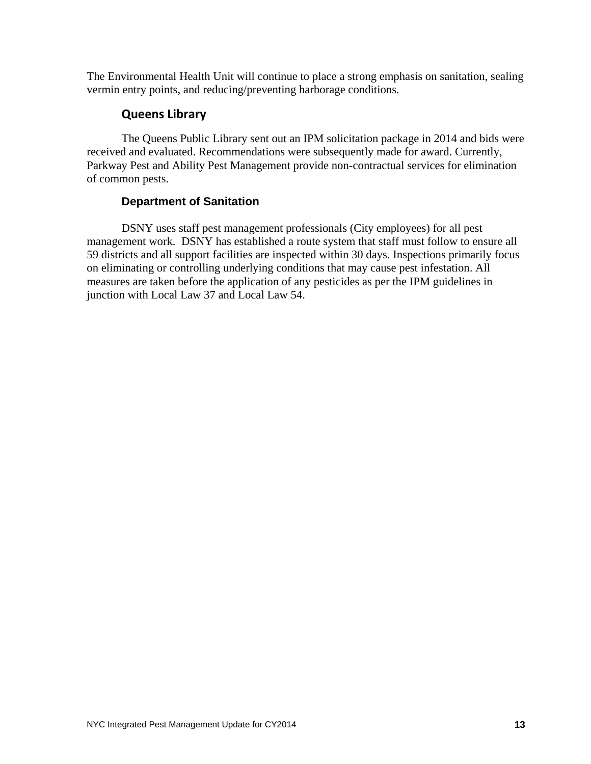The Environmental Health Unit will continue to place a strong emphasis on sanitation, sealing vermin entry points, and reducing/preventing harborage conditions.

### Queens Library

The Queens Public Library sent out an IPM solicitation package in 2014 and bids were received and evaluated. Recommendations were subsequently made for award. Currently, Parkway Pest and Ability Pest Management provide non-contractual services for elimination of common pests.

### Department of Sanitation

DSNY uses staff pest management professionals (City employees) for all pest management work. DSNY has established a route system that staff must follow to ensure all 59 districts and all support facilities are inspected within 30 days. Inspections primarily focus on eliminating or controlling underlying conditions that may cause pest infestation. All measures are taken before the application of any pesticides as per the IPM guidelines in junction with Local Law 37 and Local Law 54.